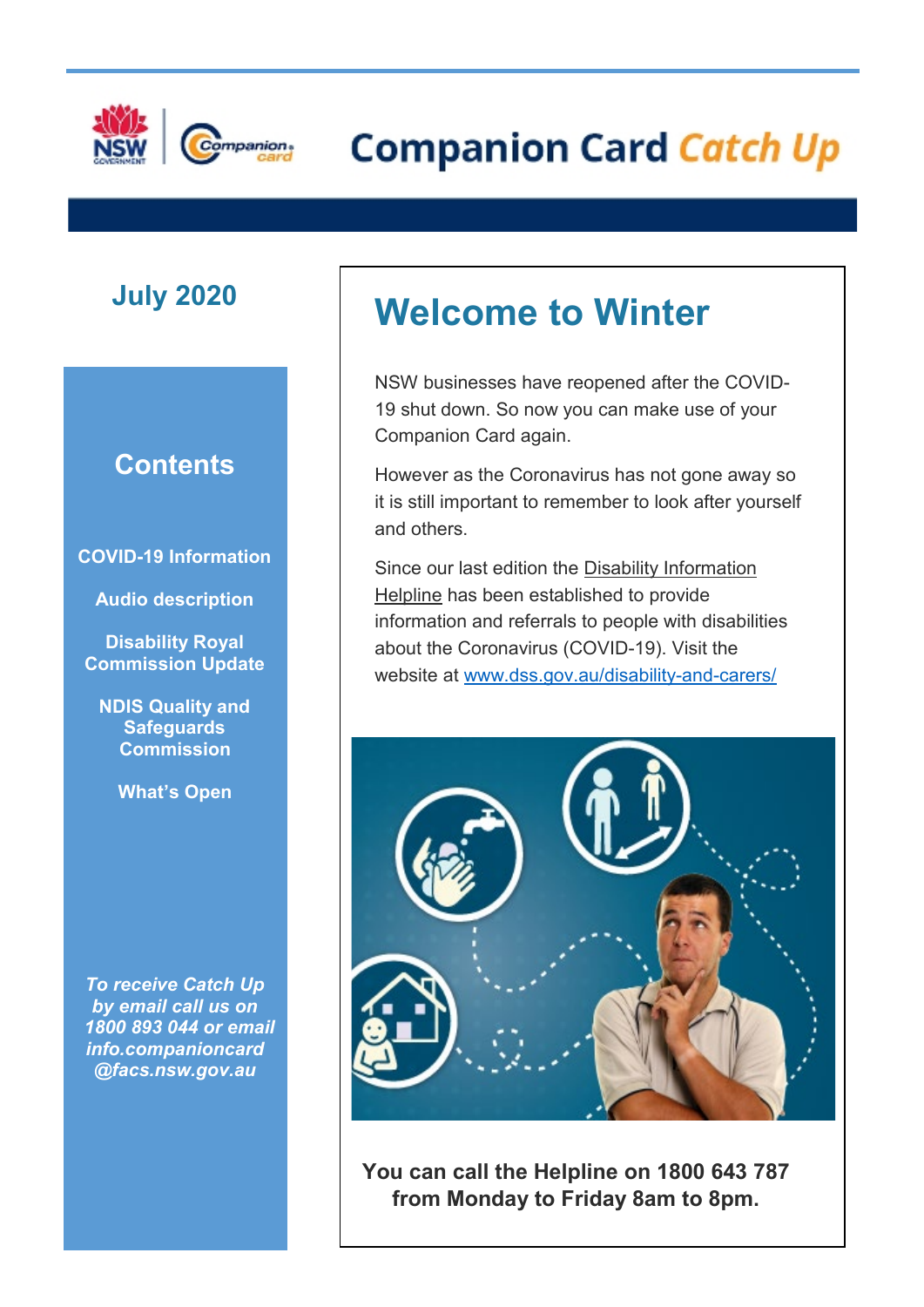# Companion Card *Catch Up*

## July 2020

### Contents

- COVID-19 Information
- Audio description
- Disability Royal Commission Update
- NDIS Quality and Safeguards Commission
- What's Open

***To receive Catch Up by email call us on 1800 893 044 or email info.companioncard@facs.nsw.gov.au***

## Welcome to Winter

NSW businesses have reopened after the COVID-19 shut down. So now you can make use of your Companion Card again.

However as the Coronavirus has not gone away so it is still important to remember to look after yourself and others.

Since our last edition the Disability Information Helpline has been established to provide information and referrals to people with disabilities about the Coronavirus (COVID-19). Visit the website at www.dss.gov.au/disability-and-carers/

**You can call the Helpline on 1800 643 787 from Monday to Friday 8am to 8pm.**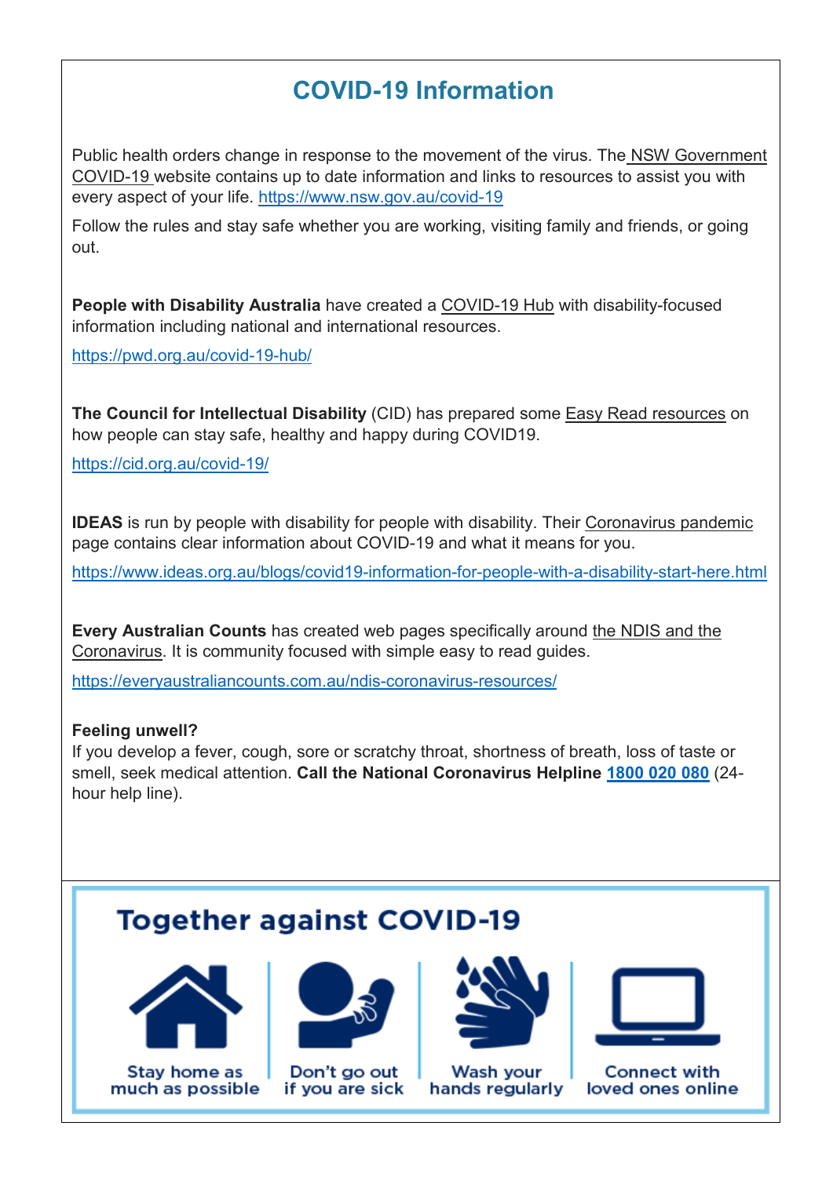# COVID-19 Information

Public health orders change in response to the movement of the virus. The NSW Government COVID-19 website contains up to date information and links to resources to assist you with every aspect of your life. https://www.nsw.gov.au/covid-19

Follow the rules and stay safe whether you are working, visiting family and friends, or going out.

**People with Disability Australia** have created a COVID-19 Hub with disability-focused information including national and international resources.

https://pwd.org.au/covid-19-hub/

**The Council for Intellectual Disability** (CID) has prepared some Easy Read resources on how people can stay safe, healthy and happy during COVID19.

https://cid.org.au/covid-19/

**IDEAS** is run by people with disability for people with disability. Their Coronavirus pandemic page contains clear information about COVID-19 and what it means for you.

https://www.ideas.org.au/blogs/covid19-information-for-people-with-a-disability-start-here.html

**Every Australian Counts** has created web pages specifically around the NDIS and the Coronavirus. It is community focused with simple easy to read guides.

https://everyaustraliancounts.com.au/ndis-coronavirus-resources/

**Feeling unwell?**
If you develop a fever, cough, sore or scratchy throat, shortness of breath, loss of taste or smell, seek medical attention. **Call the National Coronavirus Helpline 1800 020 080** (24-hour help line).

## Together against COVID-19

- Stay home as much as possible
- Don't go out if you are sick
- Wash your hands regularly
- Connect with loved ones online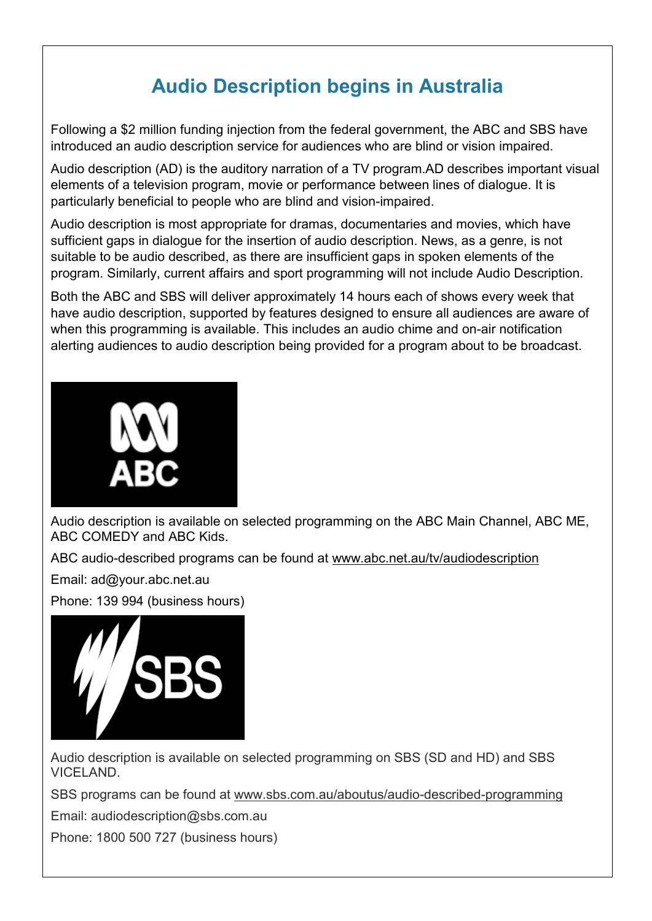# Audio Description begins in Australia

Following a $2 million funding injection from the federal government, the ABC and SBS have introduced an audio description service for audiences who are blind or vision impaired.

Audio description (AD) is the auditory narration of a TV program.AD describes important visual elements of a television program, movie or performance between lines of dialogue. It is particularly beneficial to people who are blind and vision-impaired.

Audio description is most appropriate for dramas, documentaries and movies, which have sufficient gaps in dialogue for the insertion of audio description. News, as a genre, is not suitable to be audio described, as there are insufficient gaps in spoken elements of the program. Similarly, current affairs and sport programming will not include Audio Description.

Both the ABC and SBS will deliver approximately 14 hours each of shows every week that have audio description, supported by features designed to ensure all audiences are aware of when this programming is available. This includes an audio chime and on-air notification alerting audiences to audio description being provided for a program about to be broadcast.

ABC

Audio description is available on selected programming on the ABC Main Channel, ABC ME, ABC COMEDY and ABC Kids.

ABC audio-described programs can be found at www.abc.net.au/tv/audiodescription

Email: ad@your.abc.net.au

Phone: 139 994 (business hours)

SBS

Audio description is available on selected programming on SBS (SD and HD) and SBS VICELAND.

SBS programs can be found at www.sbs.com.au/aboutus/audio-described-programming

Email: audiodescription@sbs.com.au

Phone: 1800 500 727 (business hours)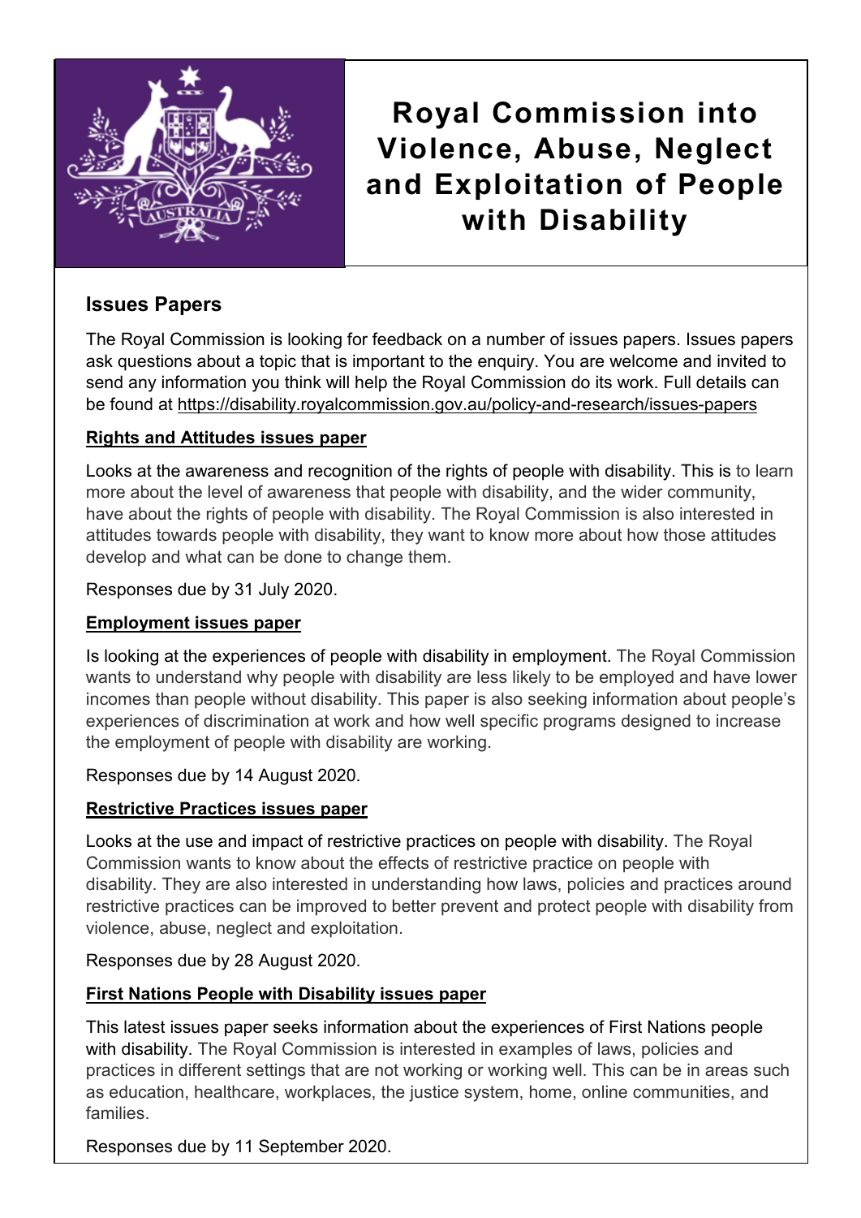# Royal Commission into Violence, Abuse, Neglect and Exploitation of People with Disability

## Issues Papers

The Royal Commission is looking for feedback on a number of issues papers. Issues papers ask questions about a topic that is important to the enquiry. You are welcome and invited to send any information you think will help the Royal Commission do its work. Full details can be found at https://disability.royalcommission.gov.au/policy-and-research/issues-papers

### Rights and Attitudes issues paper

Looks at the awareness and recognition of the rights of people with disability. This is to learn more about the level of awareness that people with disability, and the wider community, have about the rights of people with disability. The Royal Commission is also interested in attitudes towards people with disability, they want to know more about how those attitudes develop and what can be done to change them.

Responses due by 31 July 2020.

### Employment issues paper

Is looking at the experiences of people with disability in employment. The Royal Commission wants to understand why people with disability are less likely to be employed and have lower incomes than people without disability. This paper is also seeking information about people's experiences of discrimination at work and how well specific programs designed to increase the employment of people with disability are working.

Responses due by 14 August 2020.

### Restrictive Practices issues paper

Looks at the use and impact of restrictive practices on people with disability. The Royal Commission wants to know about the effects of restrictive practice on people with disability. They are also interested in understanding how laws, policies and practices around restrictive practices can be improved to better prevent and protect people with disability from violence, abuse, neglect and exploitation.

Responses due by 28 August 2020.

### First Nations People with Disability issues paper

This latest issues paper seeks information about the experiences of First Nations people with disability. The Royal Commission is interested in examples of laws, policies and practices in different settings that are not working or working well. This can be in areas such as education, healthcare, workplaces, the justice system, home, online communities, and families.

Responses due by 11 September 2020.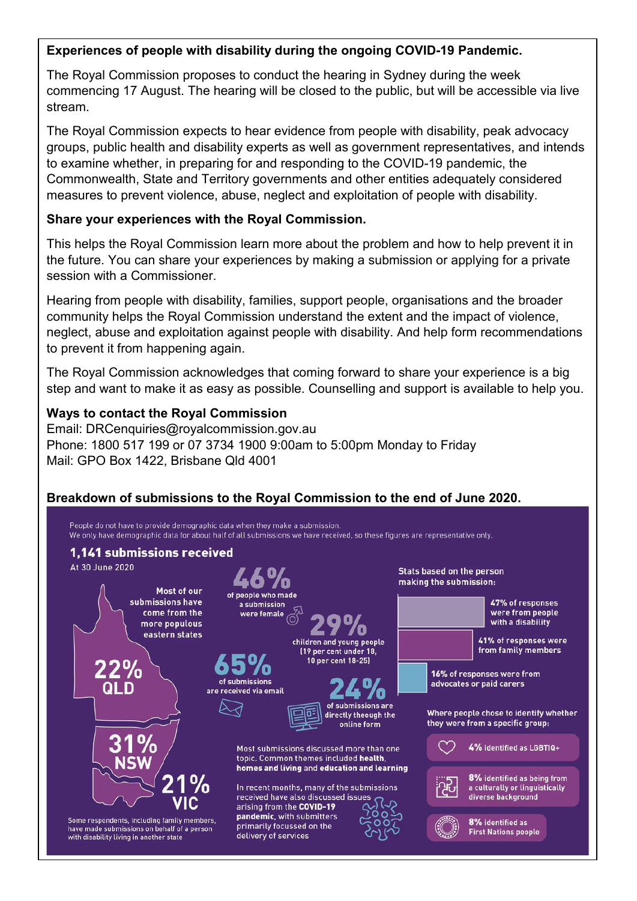**Experiences of people with disability during the ongoing COVID-19 Pandemic.**

The Royal Commission proposes to conduct the hearing in Sydney during the week commencing 17 August. The hearing will be closed to the public, but will be accessible via live stream.

The Royal Commission expects to hear evidence from people with disability, peak advocacy groups, public health and disability experts as well as government representatives, and intends to examine whether, in preparing for and responding to the COVID-19 pandemic, the Commonwealth, State and Territory governments and other entities adequately considered measures to prevent violence, abuse, neglect and exploitation of people with disability.

**Share your experiences with the Royal Commission.**

This helps the Royal Commission learn more about the problem and how to help prevent it in the future. You can share your experiences by making a submission or applying for a private session with a Commissioner.

Hearing from people with disability, families, support people, organisations and the broader community helps the Royal Commission understand the extent and the impact of violence, neglect, abuse and exploitation against people with disability. And help form recommendations to prevent it from happening again.

The Royal Commission acknowledges that coming forward to share your experience is a big step and want to make it as easy as possible. Counselling and support is available to help you.

**Ways to contact the Royal Commission**
Email: DRCenquiries@royalcommission.gov.au
Phone: 1800 517 199 or 07 3734 1900 9:00am to 5:00pm Monday to Friday
Mail: GPO Box 1422, Brisbane Qld 4001

**Breakdown of submissions to the Royal Commission to the end of June 2020.**

People do not have to provide demographic data when they make a submission.
We only have demographic data for about half of all submissions we have received, so these figures are representative only.

**1,141 submissions received**

At 30 June 2020

Most of our submissions have come from the more populous eastern states

- 22% QLD
- 31% NSW
- 21% VIC

Some respondents, including family members, have made submissions on behalf of a person with disability living in another state

**46%** of people who made a submission were female

**29%** children and young people (19 per cent under 18, 10 per cent 18-25)

**65%** of submissions are received via email

**24%** of submissions are directly through the online form

Most submissions discussed more than one topic. Common themes included **health**, **homes and living** and **education and learning**

In recent months, many of the submissions received have also discussed issues arising from the **COVID-19 pandemic**, with submitters primarily focussed on the delivery of services

Stats based on the person making the submission:

- **47%** of responses were from people with a disability
- **41%** of responses were from family members
- **16%** of responses were from advocates or paid carers

Where people chose to identify whether they were from a specific group:

- **4%** identified as LGBTIQ+
- **8%** identified as being from a culturally or linguistically diverse background
- **8%** identified as First Nations people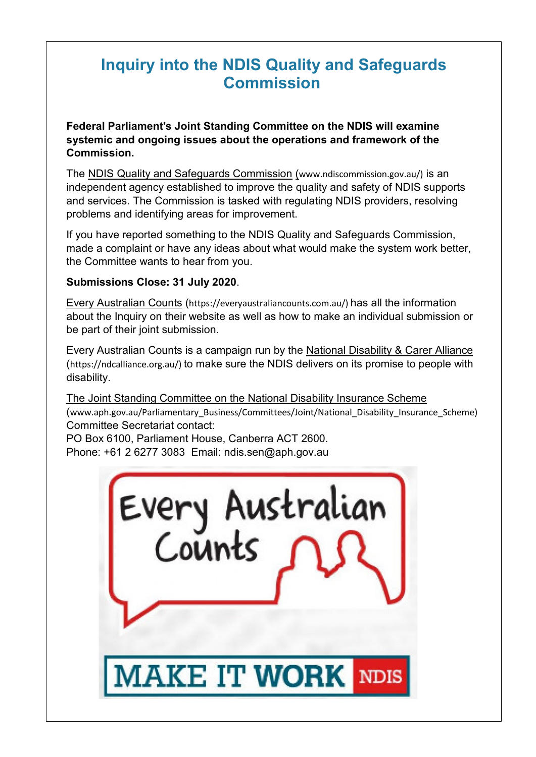# Inquiry into the NDIS Quality and Safeguards Commission

**Federal Parliament's Joint Standing Committee on the NDIS will examine systemic and ongoing issues about the operations and framework of the Commission.**

The NDIS Quality and Safeguards Commission (www.ndiscommission.gov.au/) is an independent agency established to improve the quality and safety of NDIS supports and services. The Commission is tasked with regulating NDIS providers, resolving problems and identifying areas for improvement.

If you have reported something to the NDIS Quality and Safeguards Commission, made a complaint or have any ideas about what would make the system work better, the Committee wants to hear from you.

**Submissions Close: 31 July 2020**.

Every Australian Counts (https://everyaustraliancounts.com.au/) has all the information about the Inquiry on their website as well as how to make an individual submission or be part of their joint submission.

Every Australian Counts is a campaign run by the National Disability & Carer Alliance (https://ndcalliance.org.au/) to make sure the NDIS delivers on its promise to people with disability.

The Joint Standing Committee on the National Disability Insurance Scheme (www.aph.gov.au/Parliamentary_Business/Committees/Joint/National_Disability_Insurance_Scheme)
Committee Secretariat contact:
PO Box 6100, Parliament House, Canberra ACT 2600.
Phone: +61 2 6277 3083 Email: ndis.sen@aph.gov.au

Every Australian Counts

MAKE IT WORK NDIS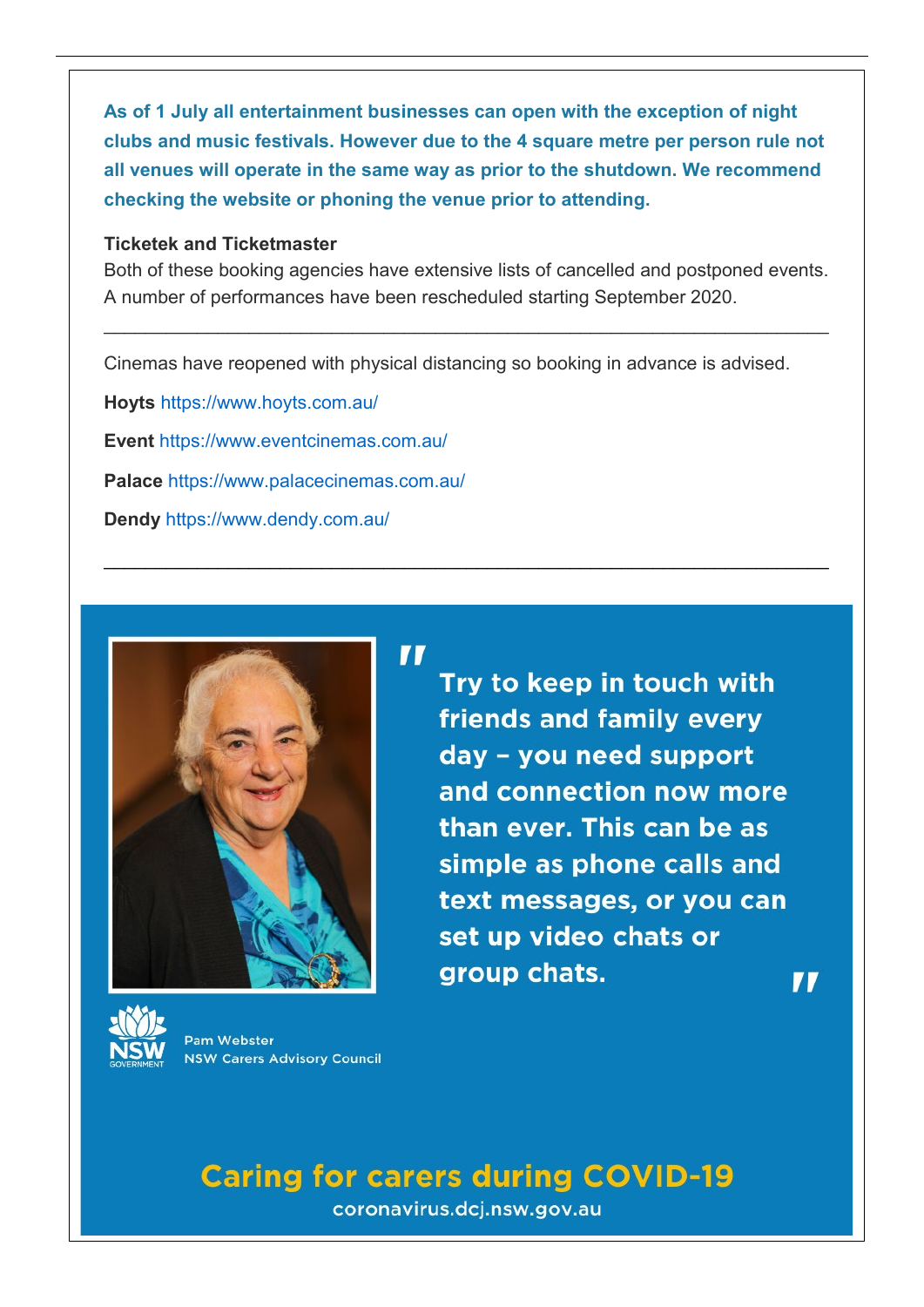**As of 1 July all entertainment businesses can open with the exception of night clubs and music festivals. However due to the 4 square metre per person rule not all venues will operate in the same way as prior to the shutdown. We recommend checking the website or phoning the venue prior to attending.**

**Ticketek and Ticketmaster**

Both of these booking agencies have extensive lists of cancelled and postponed events. A number of performances have been rescheduled starting September 2020.

---

Cinemas have reopened with physical distancing so booking in advance is advised.

**Hoyts** https://www.hoyts.com.au/

**Event** https://www.eventcinemas.com.au/

**Palace** https://www.palacecinemas.com.au/

**Dendy** https://www.dendy.com.au/

---

"Try to keep in touch with friends and family every day – you need support and connection now more than ever. This can be as simple as phone calls and text messages, or you can set up video chats or group chats."

Pam Webster
NSW Carers Advisory Council

NSW GOVERNMENT

**Caring for carers during COVID-19**

coronavirus.dcj.nsw.gov.au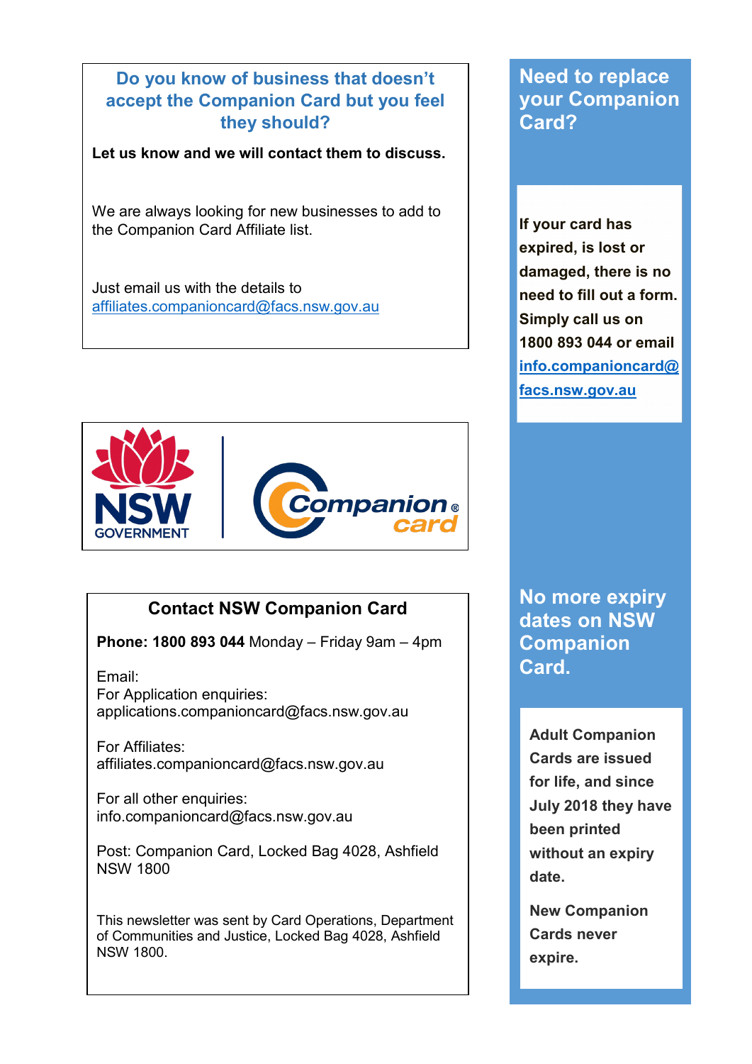## Do you know of business that doesn't accept the Companion Card but you feel they should?

**Let us know and we will contact them to discuss.**

We are always looking for new businesses to add to the Companion Card Affiliate list.

Just email us with the details to affiliates.companioncard@facs.nsw.gov.au

NSW GOVERNMENT | Companion® card

## Contact NSW Companion Card

**Phone: 1800 893 044** Monday – Friday 9am – 4pm

Email:
For Application enquiries:
applications.companioncard@facs.nsw.gov.au

For Affiliates:
affiliates.companioncard@facs.nsw.gov.au

For all other enquiries:
info.companioncard@facs.nsw.gov.au

Post: Companion Card, Locked Bag 4028, Ashfield NSW 1800

This newsletter was sent by Card Operations, Department of Communities and Justice, Locked Bag 4028, Ashfield NSW 1800.

## Need to replace your Companion Card?

**If your card has expired, is lost or damaged, there is no need to fill out a form. Simply call us on 1800 893 044 or email info.companioncard@facs.nsw.gov.au**

## No more expiry dates on NSW Companion Card.

**Adult Companion Cards are issued for life, and since July 2018 they have been printed without an expiry date.**

**New Companion Cards never expire.**